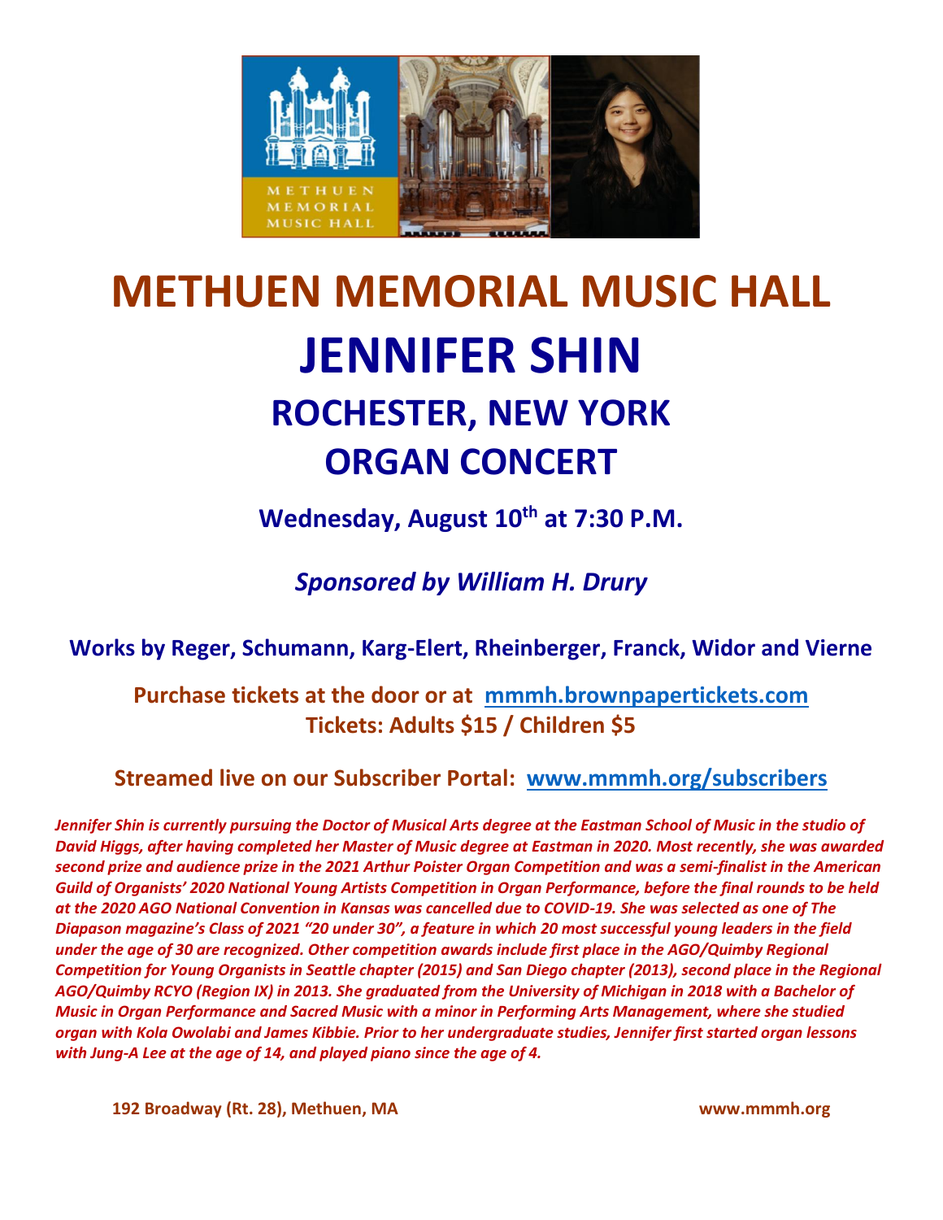# METHUEN MEMORIAL MUSIC HALL

# JENNIFER SHIN

## ROCHESTER, NEW YORK

## ORGAN CONCERT

**Wednesday, August 10th at 7:30 P.M.**

***Sponsored by William H. Drury***

**Works by Reger, Schumann, Karg-Elert, Rheinberger, Franck, Widor and Vierne**

**Purchase tickets at the door or at mmmh.brownpapertickets.com**
**Tickets: Adults $15 / Children $5**

**Streamed live on our Subscriber Portal: www.mmmh.org/subscribers**

***Jennifer Shin is currently pursuing the Doctor of Musical Arts degree at the Eastman School of Music in the studio of David Higgs, after having completed her Master of Music degree at Eastman in 2020. Most recently, she was awarded second prize and audience prize in the 2021 Arthur Poister Organ Competition and was a semi-finalist in the American Guild of Organists' 2020 National Young Artists Competition in Organ Performance, before the final rounds to be held at the 2020 AGO National Convention in Kansas was cancelled due to COVID-19. She was selected as one of The Diapason magazine's Class of 2021 "20 under 30", a feature in which 20 most successful young leaders in the field under the age of 30 are recognized. Other competition awards include first place in the AGO/Quimby Regional Competition for Young Organists in Seattle chapter (2015) and San Diego chapter (2013), second place in the Regional AGO/Quimby RCYO (Region IX) in 2013. She graduated from the University of Michigan in 2018 with a Bachelor of Music in Organ Performance and Sacred Music with a minor in Performing Arts Management, where she studied organ with Kola Owolabi and James Kibbie. Prior to her undergraduate studies, Jennifer first started organ lessons with Jung-A Lee at the age of 14, and played piano since the age of 4.***

**192 Broadway (Rt. 28), Methuen, MA** **www.mmmh.org**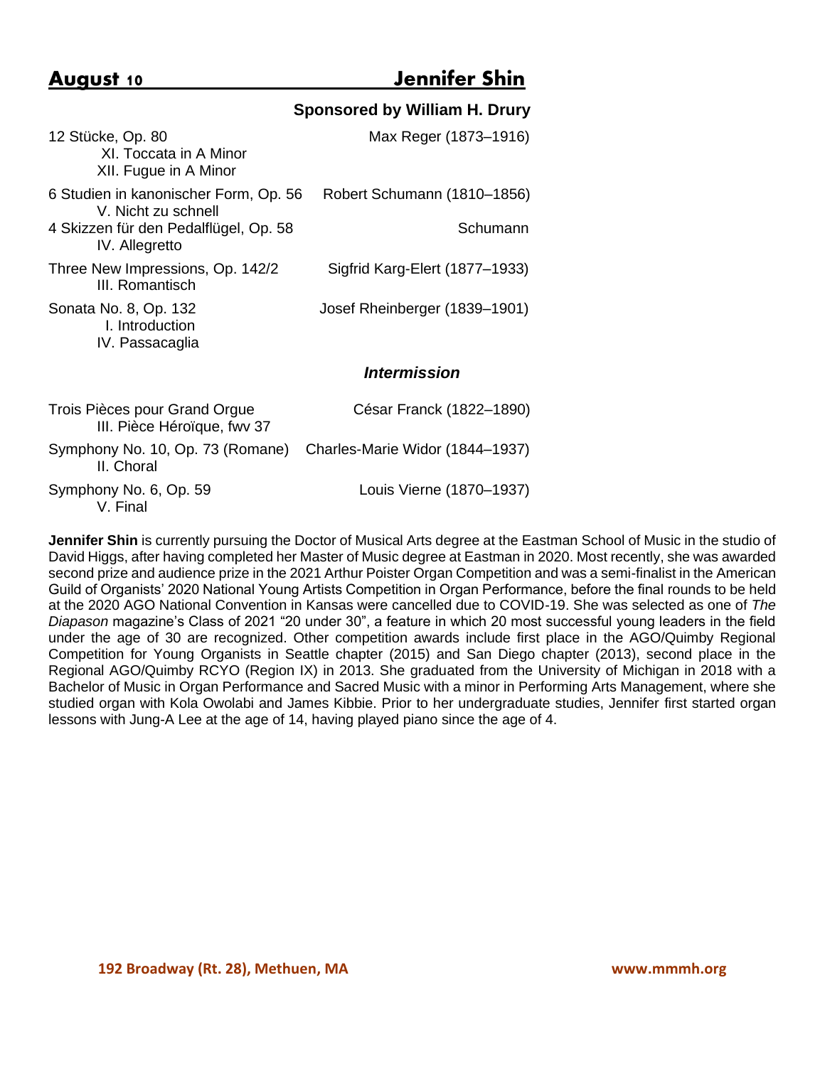## August 10 — Jennifer Shin

**Sponsored by William H. Drury**

12 Stücke, Op. 80 — Max Reger (1873–1916)
XI. Toccata in A Minor
XII. Fugue in A Minor

6 Studien in kanonischer Form, Op. 56 — Robert Schumann (1810–1856)
V. Nicht zu schnell

4 Skizzen für den Pedalflügel, Op. 58 — Schumann
IV. Allegretto

Three New Impressions, Op. 142/2 — Sigfrid Karg-Elert (1877–1933)
III. Romantisch

Sonata No. 8, Op. 132 — Josef Rheinberger (1839–1901)
I. Introduction
IV. Passacaglia

***Intermission***

Trois Pièces pour Grand Orgue — César Franck (1822–1890)
III. Pièce Héroïque, fwv 37

Symphony No. 10, Op. 73 (Romane) — Charles-Marie Widor (1844–1937)
II. Choral

Symphony No. 6, Op. 59 — Louis Vierne (1870–1937)
V. Final

**Jennifer Shin** is currently pursuing the Doctor of Musical Arts degree at the Eastman School of Music in the studio of David Higgs, after having completed her Master of Music degree at Eastman in 2020. Most recently, she was awarded second prize and audience prize in the 2021 Arthur Poister Organ Competition and was a semi-finalist in the American Guild of Organists' 2020 National Young Artists Competition in Organ Performance, before the final rounds to be held at the 2020 AGO National Convention in Kansas were cancelled due to COVID-19. She was selected as one of *The Diapason* magazine's Class of 2021 "20 under 30", a feature in which 20 most successful young leaders in the field under the age of 30 are recognized. Other competition awards include first place in the AGO/Quimby Regional Competition for Young Organists in Seattle chapter (2015) and San Diego chapter (2013), second place in the Regional AGO/Quimby RCYO (Region IX) in 2013. She graduated from the University of Michigan in 2018 with a Bachelor of Music in Organ Performance and Sacred Music with a minor in Performing Arts Management, where she studied organ with Kola Owolabi and James Kibbie. Prior to her undergraduate studies, Jennifer first started organ lessons with Jung-A Lee at the age of 14, having played piano since the age of 4.